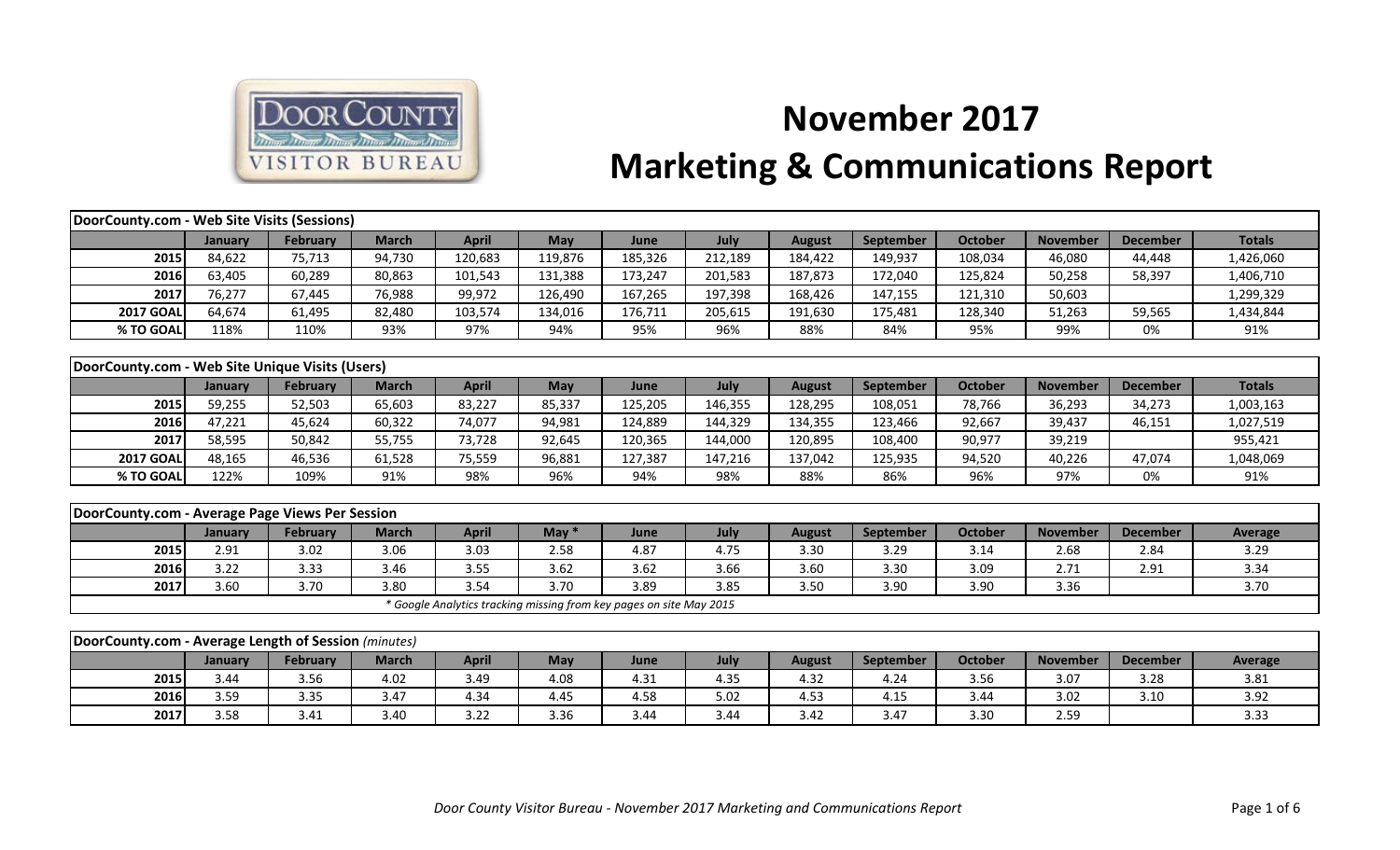# November 2017 Marketing & Communications Report

| DoorCounty.com - Web Site Visits (Sessions) | | | | | | | | | | | | | |
|---|---|---|---|---|---|---|---|---|---|---|---|---|---|
| | January | February | March | April | May | June | July | August | September | October | November | December | Totals |
| 2015 | 84,622 | 75,713 | 94,730 | 120,683 | 119,876 | 185,326 | 212,189 | 184,422 | 149,937 | 108,034 | 46,080 | 44,448 | 1,426,060 |
| 2016 | 63,405 | 60,289 | 80,863 | 101,543 | 131,388 | 173,247 | 201,583 | 187,873 | 172,040 | 125,824 | 50,258 | 58,397 | 1,406,710 |
| 2017 | 76,277 | 67,445 | 76,988 | 99,972 | 126,490 | 167,265 | 197,398 | 168,426 | 147,155 | 121,310 | 50,603 | | 1,299,329 |
| 2017 GOAL | 64,674 | 61,495 | 82,480 | 103,574 | 134,016 | 176,711 | 205,615 | 191,630 | 175,481 | 128,340 | 51,263 | 59,565 | 1,434,844 |
| % TO GOAL | 118% | 110% | 93% | 97% | 94% | 95% | 96% | 88% | 84% | 95% | 99% | 0% | 91% |

| DoorCounty.com - Web Site Unique Visits (Users) | | | | | | | | | | | | | |
|---|---|---|---|---|---|---|---|---|---|---|---|---|---|
| | January | February | March | April | May | June | July | August | September | October | November | December | Totals |
| 2015 | 59,255 | 52,503 | 65,603 | 83,227 | 85,337 | 125,205 | 146,355 | 128,295 | 108,051 | 78,766 | 36,293 | 34,273 | 1,003,163 |
| 2016 | 47,221 | 45,624 | 60,322 | 74,077 | 94,981 | 124,889 | 144,329 | 134,355 | 123,466 | 92,667 | 39,437 | 46,151 | 1,027,519 |
| 2017 | 58,595 | 50,842 | 55,755 | 73,728 | 92,645 | 120,365 | 144,000 | 120,895 | 108,400 | 90,977 | 39,219 | | 955,421 |
| 2017 GOAL | 48,165 | 46,536 | 61,528 | 75,559 | 96,881 | 127,387 | 147,216 | 137,042 | 125,935 | 94,520 | 40,226 | 47,074 | 1,048,069 |
| % TO GOAL | 122% | 109% | 91% | 98% | 96% | 94% | 98% | 88% | 86% | 96% | 97% | 0% | 91% |

| DoorCounty.com - Average Page Views Per Session | | | | | | | | | | | | | |
|---|---|---|---|---|---|---|---|---|---|---|---|---|---|
| | January | February | March | April | May * | June | July | August | September | October | November | December | Average |
| 2015 | 2.91 | 3.02 | 3.06 | 3.03 | 2.58 | 4.87 | 4.75 | 3.30 | 3.29 | 3.14 | 2.68 | 2.84 | 3.29 |
| 2016 | 3.22 | 3.33 | 3.46 | 3.55 | 3.62 | 3.62 | 3.66 | 3.60 | 3.30 | 3.09 | 2.71 | 2.91 | 3.34 |
| 2017 | 3.60 | 3.70 | 3.80 | 3.54 | 3.70 | 3.89 | 3.85 | 3.50 | 3.90 | 3.90 | 3.36 | | 3.70 |

*\* Google Analytics tracking missing from key pages on site May 2015*

| DoorCounty.com - Average Length of Session *(minutes)* | | | | | | | | | | | | | |
|---|---|---|---|---|---|---|---|---|---|---|---|---|---|
| | January | February | March | April | May | June | July | August | September | October | November | December | Average |
| 2015 | 3.44 | 3.56 | 4.02 | 3.49 | 4.08 | 4.31 | 4.35 | 4.32 | 4.24 | 3.56 | 3.07 | 3.28 | 3.81 |
| 2016 | 3.59 | 3.35 | 3.47 | 4.34 | 4.45 | 4.58 | 5.02 | 4.53 | 4.15 | 3.44 | 3.02 | 3.10 | 3.92 |
| 2017 | 3.58 | 3.41 | 3.40 | 3.22 | 3.36 | 3.44 | 3.44 | 3.42 | 3.47 | 3.30 | 2.59 | | 3.33 |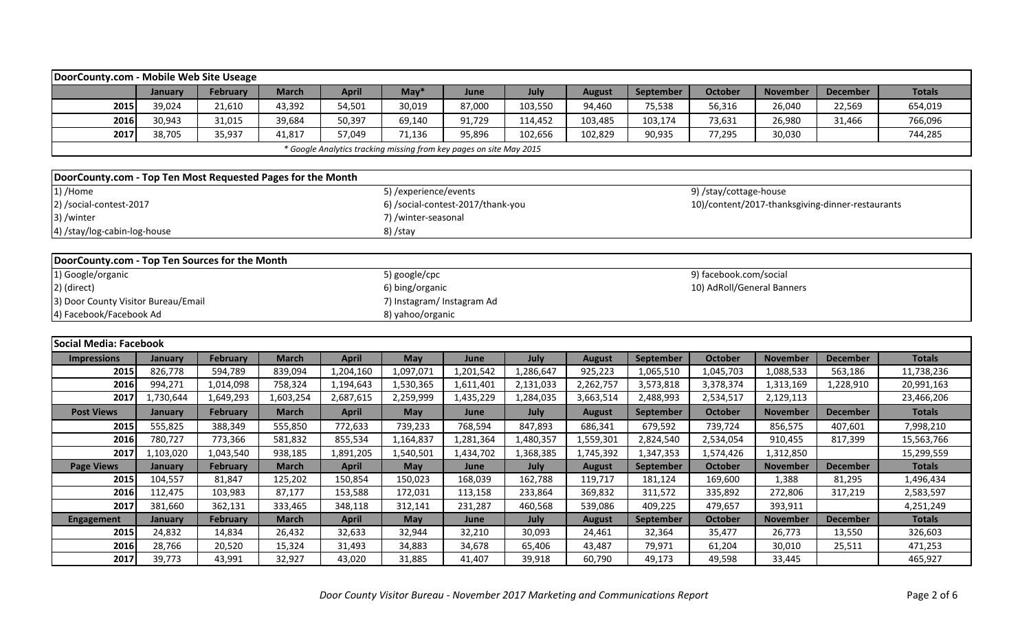## DoorCounty.com - Mobile Web Site Useage

| | January | February | March | April | May* | June | July | August | September | October | November | December | Totals |
|---|---|---|---|---|---|---|---|---|---|---|---|---|---|
| 2015 | 39,024 | 21,610 | 43,392 | 54,501 | 30,019 | 87,000 | 103,550 | 94,460 | 75,538 | 56,316 | 26,040 | 22,569 | 654,019 |
| 2016 | 30,943 | 31,015 | 39,684 | 50,397 | 69,140 | 91,729 | 114,452 | 103,485 | 103,174 | 73,631 | 26,980 | 31,466 | 766,096 |
| 2017 | 38,705 | 35,937 | 41,817 | 57,049 | 71,136 | 95,896 | 102,656 | 102,829 | 90,935 | 77,295 | 30,030 | | 744,285 |

*\* Google Analytics tracking missing from key pages on site May 2015*

## DoorCounty.com - Top Ten Most Requested Pages for the Month

1) /Home
2) /social-contest-2017
3) /winter
4) /stay/log-cabin-log-house
5) /experience/events
6) /social-contest-2017/thank-you
7) /winter-seasonal
8) /stay
9) /stay/cottage-house
10)/content/2017-thanksgiving-dinner-restaurants

## DoorCounty.com - Top Ten Sources for the Month

1) Google/organic
2) (direct)
3) Door County Visitor Bureau/Email
4) Facebook/Facebook Ad
5) google/cpc
6) bing/organic
7) Instagram/ Instagram Ad
8) yahoo/organic
9) facebook.com/social
10) AdRoll/General Banners

## Social Media: Facebook

| Impressions | January | February | March | April | May | June | July | August | September | October | November | December | Totals |
|---|---|---|---|---|---|---|---|---|---|---|---|---|---|
| 2015 | 826,778 | 594,789 | 839,094 | 1,204,160 | 1,097,071 | 1,201,542 | 1,286,647 | 925,223 | 1,065,510 | 1,045,703 | 1,088,533 | 563,186 | 11,738,236 |
| 2016 | 994,271 | 1,014,098 | 758,324 | 1,194,643 | 1,530,365 | 1,611,401 | 2,131,033 | 2,262,757 | 3,573,818 | 3,378,374 | 1,313,169 | 1,228,910 | 20,991,163 |
| 2017 | 1,730,644 | 1,649,293 | 1,603,254 | 2,687,615 | 2,259,999 | 1,435,229 | 1,284,035 | 3,663,514 | 2,488,993 | 2,534,517 | 2,129,113 | | 23,466,206 |
| **Post Views** | **January** | **February** | **March** | **April** | **May** | **June** | **July** | **August** | **September** | **October** | **November** | **December** | **Totals** |
| 2015 | 555,825 | 388,349 | 555,850 | 772,633 | 739,233 | 768,594 | 847,893 | 686,341 | 679,592 | 739,724 | 856,575 | 407,601 | 7,998,210 |
| 2016 | 780,727 | 773,366 | 581,832 | 855,534 | 1,164,837 | 1,281,364 | 1,480,357 | 1,559,301 | 2,824,540 | 2,534,054 | 910,455 | 817,399 | 15,563,766 |
| 2017 | 1,103,020 | 1,043,540 | 938,185 | 1,891,205 | 1,540,501 | 1,434,702 | 1,368,385 | 1,745,392 | 1,347,353 | 1,574,426 | 1,312,850 | | 15,299,559 |
| **Page Views** | **January** | **February** | **March** | **April** | **May** | **June** | **July** | **August** | **September** | **October** | **November** | **December** | **Totals** |
| 2015 | 104,557 | 81,847 | 125,202 | 150,854 | 150,023 | 168,039 | 162,788 | 119,717 | 181,124 | 169,600 | 1,388 | 81,295 | 1,496,434 |
| 2016 | 112,475 | 103,983 | 87,177 | 153,588 | 172,031 | 113,158 | 233,864 | 369,832 | 311,572 | 335,892 | 272,806 | 317,219 | 2,583,597 |
| 2017 | 381,660 | 362,131 | 333,465 | 348,118 | 312,141 | 231,287 | 460,568 | 539,086 | 409,225 | 479,657 | 393,911 | | 4,251,249 |
| **Engagement** | **January** | **February** | **March** | **April** | **May** | **June** | **July** | **August** | **September** | **October** | **November** | **December** | **Totals** |
| 2015 | 24,832 | 14,834 | 26,432 | 32,633 | 32,944 | 32,210 | 30,093 | 24,461 | 32,364 | 35,477 | 26,773 | 13,550 | 326,603 |
| 2016 | 28,766 | 20,520 | 15,324 | 31,493 | 34,883 | 34,678 | 65,406 | 43,487 | 79,971 | 61,204 | 30,010 | 25,511 | 471,253 |
| 2017 | 39,773 | 43,991 | 32,927 | 43,020 | 31,885 | 41,407 | 39,918 | 60,790 | 49,173 | 49,598 | 33,445 | | 465,927 |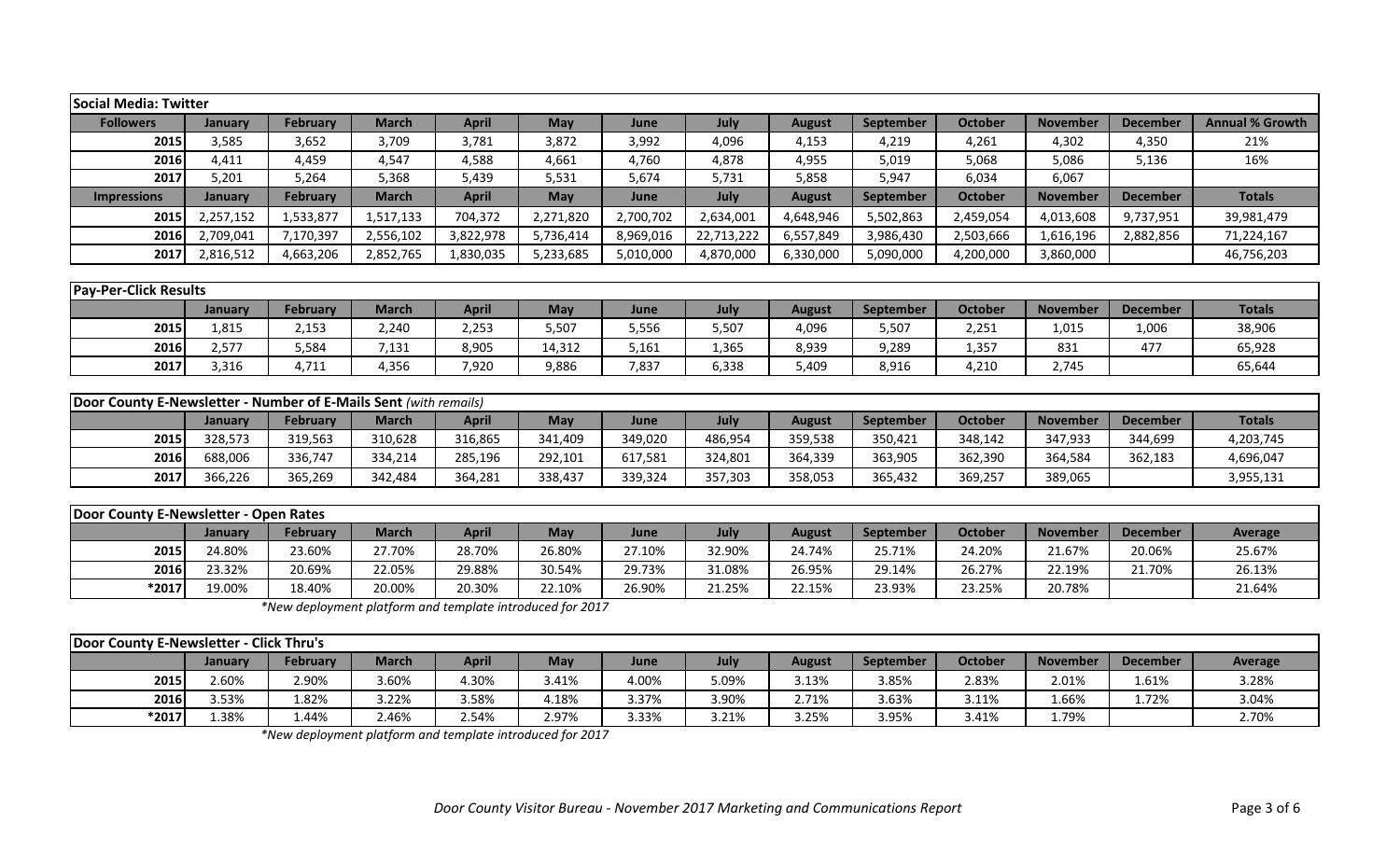| Social Media: Twitter | | | | | | | | | | | | | |
|---|---|---|---|---|---|---|---|---|---|---|---|---|---|
| **Followers** | **January** | **February** | **March** | **April** | **May** | **June** | **July** | **August** | **September** | **October** | **November** | **December** | **Annual % Growth** |
| **2015** | 3,585 | 3,652 | 3,709 | 3,781 | 3,872 | 3,992 | 4,096 | 4,153 | 4,219 | 4,261 | 4,302 | 4,350 | 21% |
| **2016** | 4,411 | 4,459 | 4,547 | 4,588 | 4,661 | 4,760 | 4,878 | 4,955 | 5,019 | 5,068 | 5,086 | 5,136 | 16% |
| **2017** | 5,201 | 5,264 | 5,368 | 5,439 | 5,531 | 5,674 | 5,731 | 5,858 | 5,947 | 6,034 | 6,067 | | |
| **Impressions** | **January** | **February** | **March** | **April** | **May** | **June** | **July** | **August** | **September** | **October** | **November** | **December** | **Totals** |
| **2015** | 2,257,152 | 1,533,877 | 1,517,133 | 704,372 | 2,271,820 | 2,700,702 | 2,634,001 | 4,648,946 | 5,502,863 | 2,459,054 | 4,013,608 | 9,737,951 | 39,981,479 |
| **2016** | 2,709,041 | 7,170,397 | 2,556,102 | 3,822,978 | 5,736,414 | 8,969,016 | 22,713,222 | 6,557,849 | 3,986,430 | 2,503,666 | 1,616,196 | 2,882,856 | 71,224,167 |
| **2017** | 2,816,512 | 4,663,206 | 2,852,765 | 1,830,035 | 5,233,685 | 5,010,000 | 4,870,000 | 6,330,000 | 5,090,000 | 4,200,000 | 3,860,000 | | 46,756,203 |

| Pay-Per-Click Results | | | | | | | | | | | | | |
|---|---|---|---|---|---|---|---|---|---|---|---|---|---|
| | **January** | **February** | **March** | **April** | **May** | **June** | **July** | **August** | **September** | **October** | **November** | **December** | **Totals** |
| **2015** | 1,815 | 2,153 | 2,240 | 2,253 | 5,507 | 5,556 | 5,507 | 4,096 | 5,507 | 2,251 | 1,015 | 1,006 | 38,906 |
| **2016** | 2,577 | 5,584 | 7,131 | 8,905 | 14,312 | 5,161 | 1,365 | 8,939 | 9,289 | 1,357 | 831 | 477 | 65,928 |
| **2017** | 3,316 | 4,711 | 4,356 | 7,920 | 9,886 | 7,837 | 6,338 | 5,409 | 8,916 | 4,210 | 2,745 | | 65,644 |

| Door County E-Newsletter - Number of E-Mails Sent *(with remails)* | | | | | | | | | | | | | |
|---|---|---|---|---|---|---|---|---|---|---|---|---|---|
| | **January** | **February** | **March** | **April** | **May** | **June** | **July** | **August** | **September** | **October** | **November** | **December** | **Totals** |
| **2015** | 328,573 | 319,563 | 310,628 | 316,865 | 341,409 | 349,020 | 486,954 | 359,538 | 350,421 | 348,142 | 347,933 | 344,699 | 4,203,745 |
| **2016** | 688,006 | 336,747 | 334,214 | 285,196 | 292,101 | 617,581 | 324,801 | 364,339 | 363,905 | 362,390 | 364,584 | 362,183 | 4,696,047 |
| **2017** | 366,226 | 365,269 | 342,484 | 364,281 | 338,437 | 339,324 | 357,303 | 358,053 | 365,432 | 369,257 | 389,065 | | 3,955,131 |

| Door County E-Newsletter - Open Rates | | | | | | | | | | | | | |
|---|---|---|---|---|---|---|---|---|---|---|---|---|---|
| | **January** | **February** | **March** | **April** | **May** | **June** | **July** | **August** | **September** | **October** | **November** | **December** | **Average** |
| **2015** | 24.80% | 23.60% | 27.70% | 28.70% | 26.80% | 27.10% | 32.90% | 24.74% | 25.71% | 24.20% | 21.67% | 20.06% | 25.67% |
| **2016** | 23.32% | 20.69% | 22.05% | 29.88% | 30.54% | 29.73% | 31.08% | 26.95% | 29.14% | 26.27% | 22.19% | 21.70% | 26.13% |
| ***2017** | 19.00% | 18.40% | 20.00% | 20.30% | 22.10% | 26.90% | 21.25% | 22.15% | 23.93% | 23.25% | 20.78% | | 21.64% |

*\*New deployment platform and template introduced for 2017*

| Door County E-Newsletter - Click Thru's | | | | | | | | | | | | | |
|---|---|---|---|---|---|---|---|---|---|---|---|---|---|
| | **January** | **February** | **March** | **April** | **May** | **June** | **July** | **August** | **September** | **October** | **November** | **December** | **Average** |
| **2015** | 2.60% | 2.90% | 3.60% | 4.30% | 3.41% | 4.00% | 5.09% | 3.13% | 3.85% | 2.83% | 2.01% | 1.61% | 3.28% |
| **2016** | 3.53% | 1.82% | 3.22% | 3.58% | 4.18% | 3.37% | 3.90% | 2.71% | 3.63% | 3.11% | 1.66% | 1.72% | 3.04% |
| ***2017** | 1.38% | 1.44% | 2.46% | 2.54% | 2.97% | 3.33% | 3.21% | 3.25% | 3.95% | 3.41% | 1.79% | | 2.70% |

*\*New deployment platform and template introduced for 2017*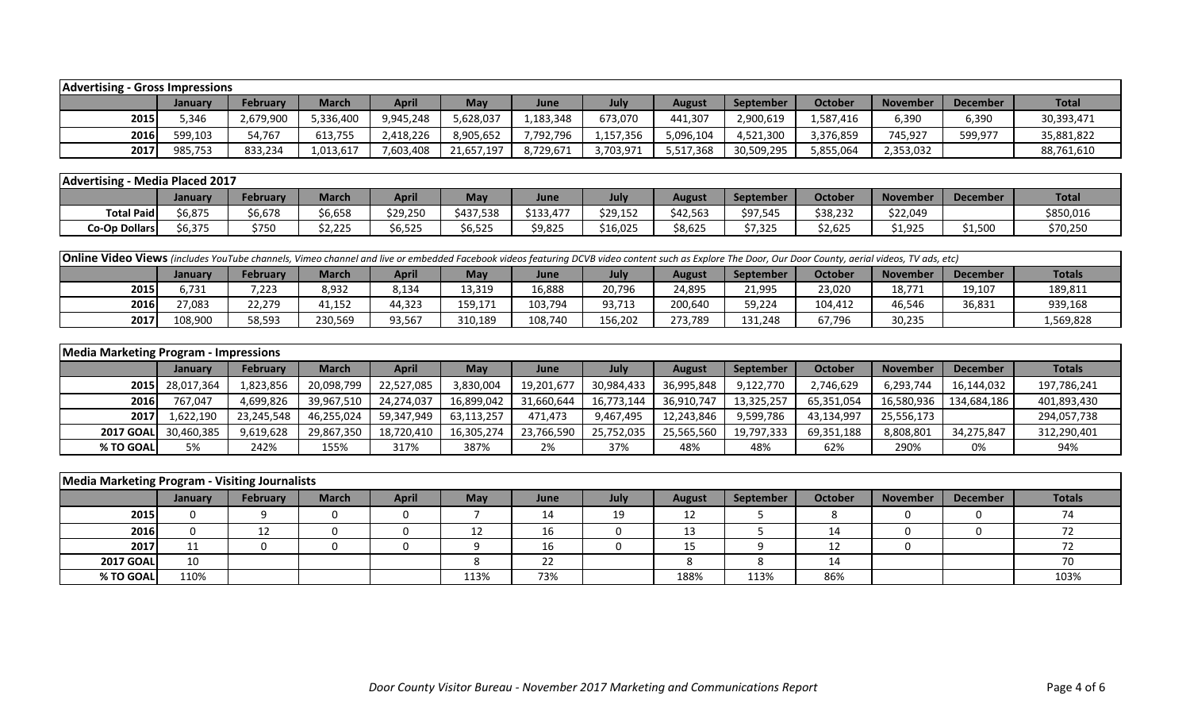**Advertising - Gross Impressions**

| | January | February | March | April | May | June | July | August | September | October | November | December | Total |
|---|---|---|---|---|---|---|---|---|---|---|---|---|---|
| 2015 | 5,346 | 2,679,900 | 5,336,400 | 9,945,248 | 5,628,037 | 1,183,348 | 673,070 | 441,307 | 2,900,619 | 1,587,416 | 6,390 | 6,390 | 30,393,471 |
| 2016 | 599,103 | 54,767 | 613,755 | 2,418,226 | 8,905,652 | 7,792,796 | 1,157,356 | 5,096,104 | 4,521,300 | 3,376,859 | 745,927 | 599,977 | 35,881,822 |
| 2017 | 985,753 | 833,234 | 1,013,617 | 7,603,408 | 21,657,197 | 8,729,671 | 3,703,971 | 5,517,368 | 30,509,295 | 5,855,064 | 2,353,032 | | 88,761,610 |

**Advertising - Media Placed 2017**

| | January | February | March | April | May | June | July | August | September | October | November | December | Total |
|---|---|---|---|---|---|---|---|---|---|---|---|---|---|
| Total Paid | $6,875 | $6,678 | $6,658 | $29,250 | $437,538 | $133,477 | $29,152 | $42,563 | $97,545 | $38,232 | $22,049 | | $850,016 |
| Co-Op Dollars | $6,375 | $750 | $2,225 | $6,525 | $6,525 | $9,825 | $16,025 | $8,625 | $7,325 | $2,625 | $1,925 | $1,500 | $70,250 |

**Online Video Views** *(includes YouTube channels, Vimeo channel and live or embedded Facebook videos featuring DCVB video content such as Explore The Door, Our Door County, aerial videos, TV ads, etc)*

| | January | February | March | April | May | June | July | August | September | October | November | December | Totals |
|---|---|---|---|---|---|---|---|---|---|---|---|---|---|
| 2015 | 6,731 | 7,223 | 8,932 | 8,134 | 13,319 | 16,888 | 20,796 | 24,895 | 21,995 | 23,020 | 18,771 | 19,107 | 189,811 |
| 2016 | 27,083 | 22,279 | 41,152 | 44,323 | 159,171 | 103,794 | 93,713 | 200,640 | 59,224 | 104,412 | 46,546 | 36,831 | 939,168 |
| 2017 | 108,900 | 58,593 | 230,569 | 93,567 | 310,189 | 108,740 | 156,202 | 273,789 | 131,248 | 67,796 | 30,235 | | 1,569,828 |

**Media Marketing Program - Impressions**

| | January | February | March | April | May | June | July | August | September | October | November | December | Totals |
|---|---|---|---|---|---|---|---|---|---|---|---|---|---|
| 2015 | 28,017,364 | 1,823,856 | 20,098,799 | 22,527,085 | 3,830,004 | 19,201,677 | 30,984,433 | 36,995,848 | 9,122,770 | 2,746,629 | 6,293,744 | 16,144,032 | 197,786,241 |
| 2016 | 767,047 | 4,699,826 | 39,967,510 | 24,274,037 | 16,899,042 | 31,660,644 | 16,773,144 | 36,910,747 | 13,325,257 | 65,351,054 | 16,580,936 | 134,684,186 | 401,893,430 |
| 2017 | 1,622,190 | 23,245,548 | 46,255,024 | 59,347,949 | 63,113,257 | 471,473 | 9,467,495 | 12,243,846 | 9,599,786 | 43,134,997 | 25,556,173 | | 294,057,738 |
| 2017 GOAL | 30,460,385 | 9,619,628 | 29,867,350 | 18,720,410 | 16,305,274 | 23,766,590 | 25,752,035 | 25,565,560 | 19,797,333 | 69,351,188 | 8,808,801 | 34,275,847 | 312,290,401 |
| % TO GOAL | 5% | 242% | 155% | 317% | 387% | 2% | 37% | 48% | 48% | 62% | 290% | 0% | 94% |

**Media Marketing Program - Visiting Journalists**

| | January | February | March | April | May | June | July | August | September | October | November | December | Totals |
|---|---|---|---|---|---|---|---|---|---|---|---|---|---|
| 2015 | 0 | 9 | 0 | 0 | 7 | 14 | 19 | 12 | 5 | 8 | 0 | 0 | 74 |
| 2016 | 0 | 12 | 0 | 0 | 12 | 16 | 0 | 13 | 5 | 14 | 0 | 0 | 72 |
| 2017 | 11 | 0 | 0 | 0 | 9 | 16 | 0 | 15 | 9 | 12 | 0 | | 72 |
| 2017 GOAL | 10 | | | | 8 | 22 | | 8 | 8 | 14 | | | 70 |
| % TO GOAL | 110% | | | | 113% | 73% | | 188% | 113% | 86% | | | 103% |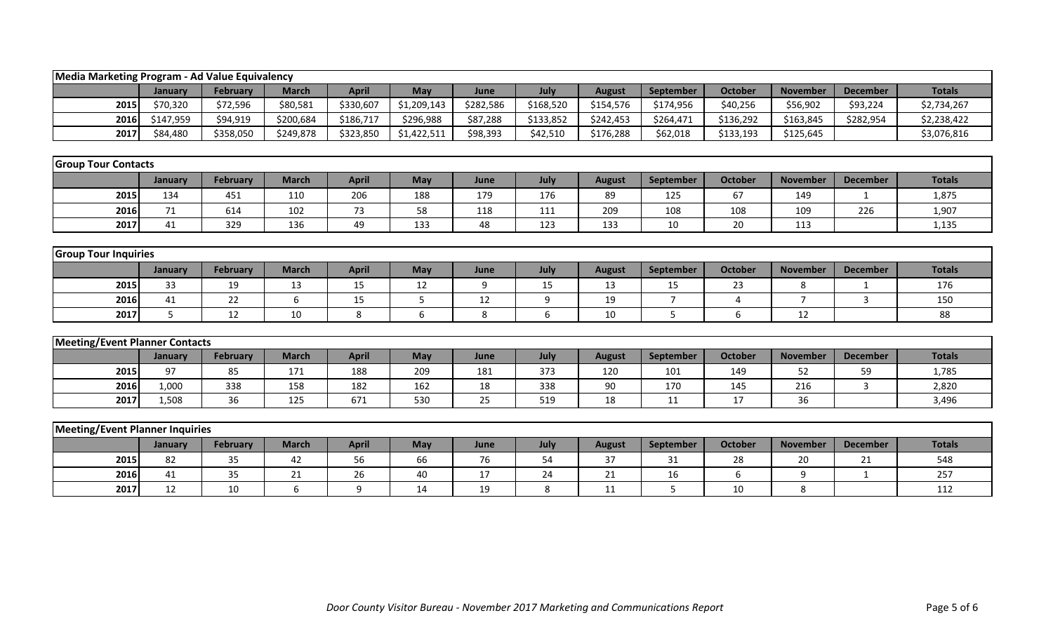**Media Marketing Program - Ad Value Equivalency**

| | January | February | March | April | May | June | July | August | September | October | November | December | Totals |
|---|---|---|---|---|---|---|---|---|---|---|---|---|---|
| 2015 | $70,320 | $72,596 | $80,581 | $330,607 | $1,209,143 | $282,586 | $168,520 | $154,576 | $174,956 | $40,256 | $56,902 | $93,224 | $2,734,267 |
| 2016 | $147,959 | $94,919 | $200,684 | $186,717 | $296,988 | $87,288 | $133,852 | $242,453 | $264,471 | $136,292 | $163,845 | $282,954 | $2,238,422 |
| 2017 | $84,480 | $358,050 | $249,878 | $323,850 | $1,422,511 | $98,393 | $42,510 | $176,288 | $62,018 | $133,193 | $125,645 | | $3,076,816 |

**Group Tour Contacts**

| | January | February | March | April | May | June | July | August | September | October | November | December | Totals |
|---|---|---|---|---|---|---|---|---|---|---|---|---|---|
| 2015 | 134 | 451 | 110 | 206 | 188 | 179 | 176 | 89 | 125 | 67 | 149 | 1 | 1,875 |
| 2016 | 71 | 614 | 102 | 73 | 58 | 118 | 111 | 209 | 108 | 108 | 109 | 226 | 1,907 |
| 2017 | 41 | 329 | 136 | 49 | 133 | 48 | 123 | 133 | 10 | 20 | 113 | | 1,135 |

**Group Tour Inquiries**

| | January | February | March | April | May | June | July | August | September | October | November | December | Totals |
|---|---|---|---|---|---|---|---|---|---|---|---|---|---|
| 2015 | 33 | 19 | 13 | 15 | 12 | 9 | 15 | 13 | 15 | 23 | 8 | 1 | 176 |
| 2016 | 41 | 22 | 6 | 15 | 5 | 12 | 9 | 19 | 7 | 4 | 7 | 3 | 150 |
| 2017 | 5 | 12 | 10 | 8 | 6 | 8 | 6 | 10 | 5 | 6 | 12 | | 88 |

**Meeting/Event Planner Contacts**

| | January | February | March | April | May | June | July | August | September | October | November | December | Totals |
|---|---|---|---|---|---|---|---|---|---|---|---|---|---|
| 2015 | 97 | 85 | 171 | 188 | 209 | 181 | 373 | 120 | 101 | 149 | 52 | 59 | 1,785 |
| 2016 | 1,000 | 338 | 158 | 182 | 162 | 18 | 338 | 90 | 170 | 145 | 216 | 3 | 2,820 |
| 2017 | 1,508 | 36 | 125 | 671 | 530 | 25 | 519 | 18 | 11 | 17 | 36 | | 3,496 |

**Meeting/Event Planner Inquiries**

| | January | February | March | April | May | June | July | August | September | October | November | December | Totals |
|---|---|---|---|---|---|---|---|---|---|---|---|---|---|
| 2015 | 82 | 35 | 42 | 56 | 66 | 76 | 54 | 37 | 31 | 28 | 20 | 21 | 548 |
| 2016 | 41 | 35 | 21 | 26 | 40 | 17 | 24 | 21 | 16 | 6 | 9 | 1 | 257 |
| 2017 | 12 | 10 | 6 | 9 | 14 | 19 | 8 | 11 | 5 | 10 | 8 | | 112 |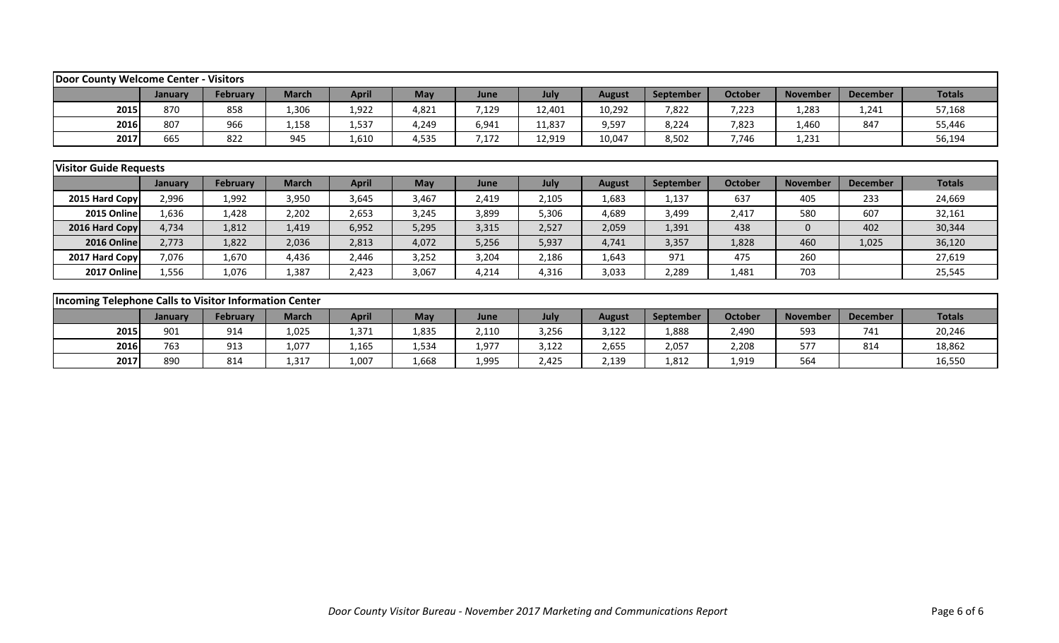| Door County Welcome Center - Visitors | | | | | | | | | | | | | |
|---|---|---|---|---|---|---|---|---|---|---|---|---|---|
| | January | February | March | April | May | June | July | August | September | October | November | December | Totals |
| 2015 | 870 | 858 | 1,306 | 1,922 | 4,821 | 7,129 | 12,401 | 10,292 | 7,822 | 7,223 | 1,283 | 1,241 | 57,168 |
| 2016 | 807 | 966 | 1,158 | 1,537 | 4,249 | 6,941 | 11,837 | 9,597 | 8,224 | 7,823 | 1,460 | 847 | 55,446 |
| 2017 | 665 | 822 | 945 | 1,610 | 4,535 | 7,172 | 12,919 | 10,047 | 8,502 | 7,746 | 1,231 | | 56,194 |

| Visitor Guide Requests | | | | | | | | | | | | | |
|---|---|---|---|---|---|---|---|---|---|---|---|---|---|
| | January | February | March | April | May | June | July | August | September | October | November | December | Totals |
| 2015 Hard Copy | 2,996 | 1,992 | 3,950 | 3,645 | 3,467 | 2,419 | 2,105 | 1,683 | 1,137 | 637 | 405 | 233 | 24,669 |
| 2015 Online | 1,636 | 1,428 | 2,202 | 2,653 | 3,245 | 3,899 | 5,306 | 4,689 | 3,499 | 2,417 | 580 | 607 | 32,161 |
| 2016 Hard Copy | 4,734 | 1,812 | 1,419 | 6,952 | 5,295 | 3,315 | 2,527 | 2,059 | 1,391 | 438 | 0 | 402 | 30,344 |
| 2016 Online | 2,773 | 1,822 | 2,036 | 2,813 | 4,072 | 5,256 | 5,937 | 4,741 | 3,357 | 1,828 | 460 | 1,025 | 36,120 |
| 2017 Hard Copy | 7,076 | 1,670 | 4,436 | 2,446 | 3,252 | 3,204 | 2,186 | 1,643 | 971 | 475 | 260 | | 27,619 |
| 2017 Online | 1,556 | 1,076 | 1,387 | 2,423 | 3,067 | 4,214 | 4,316 | 3,033 | 2,289 | 1,481 | 703 | | 25,545 |

| Incoming Telephone Calls to Visitor Information Center | | | | | | | | | | | | | |
|---|---|---|---|---|---|---|---|---|---|---|---|---|---|
| | January | February | March | April | May | June | July | August | September | October | November | December | Totals |
| 2015 | 901 | 914 | 1,025 | 1,371 | 1,835 | 2,110 | 3,256 | 3,122 | 1,888 | 2,490 | 593 | 741 | 20,246 |
| 2016 | 763 | 913 | 1,077 | 1,165 | 1,534 | 1,977 | 3,122 | 2,655 | 2,057 | 2,208 | 577 | 814 | 18,862 |
| 2017 | 890 | 814 | 1,317 | 1,007 | 1,668 | 1,995 | 2,425 | 2,139 | 1,812 | 1,919 | 564 | | 16,550 |

*Door County Visitor Bureau - November 2017 Marketing and Communications Report*